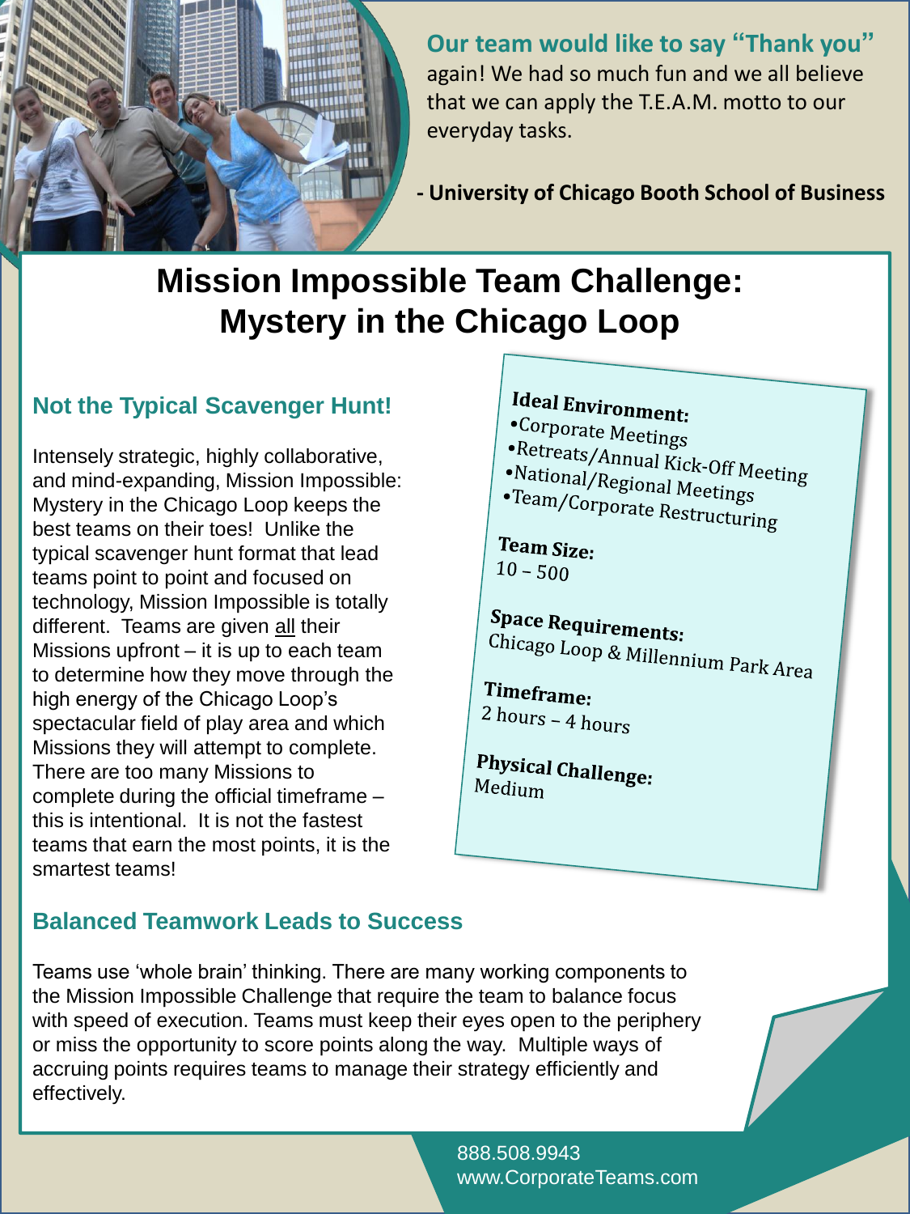**Our team would like to say "Thank you"** again! We had so much fun and we all believe that we can apply the T.E.A.M. motto to our everyday tasks.

**- University of Chicago Booth School of Business**

# Mission Impossible Team Challenge: Mystery in the Chicago Loop

## Not the Typical Scavenger Hunt!

Intensely strategic, highly collaborative, and mind-expanding, Mission Impossible: Mystery in the Chicago Loop keeps the best teams on their toes! Unlike the typical scavenger hunt format that lead teams point to point and focused on technology, Mission Impossible is totally different. Teams are given all their Missions upfront – it is up to each team to determine how they move through the high energy of the Chicago Loop's spectacular field of play area and which Missions they will attempt to complete. There are too many Missions to complete during the official timeframe – this is intentional. It is not the fastest teams that earn the most points, it is the smartest teams!

**Ideal Environment:**
- Corporate Meetings
- Retreats/Annual Kick-Off Meeting
- National/Regional Meetings
- Team/Corporate Restructuring

**Team Size:**
10 – 500

**Space Requirements:**
Chicago Loop & Millennium Park Area

**Timeframe:**
2 hours – 4 hours

**Physical Challenge:**
Medium

## Balanced Teamwork Leads to Success

Teams use 'whole brain' thinking. There are many working components to the Mission Impossible Challenge that require the team to balance focus with speed of execution. Teams must keep their eyes open to the periphery or miss the opportunity to score points along the way. Multiple ways of accruing points requires teams to manage their strategy efficiently and effectively.

888.508.9943
www.CorporateTeams.com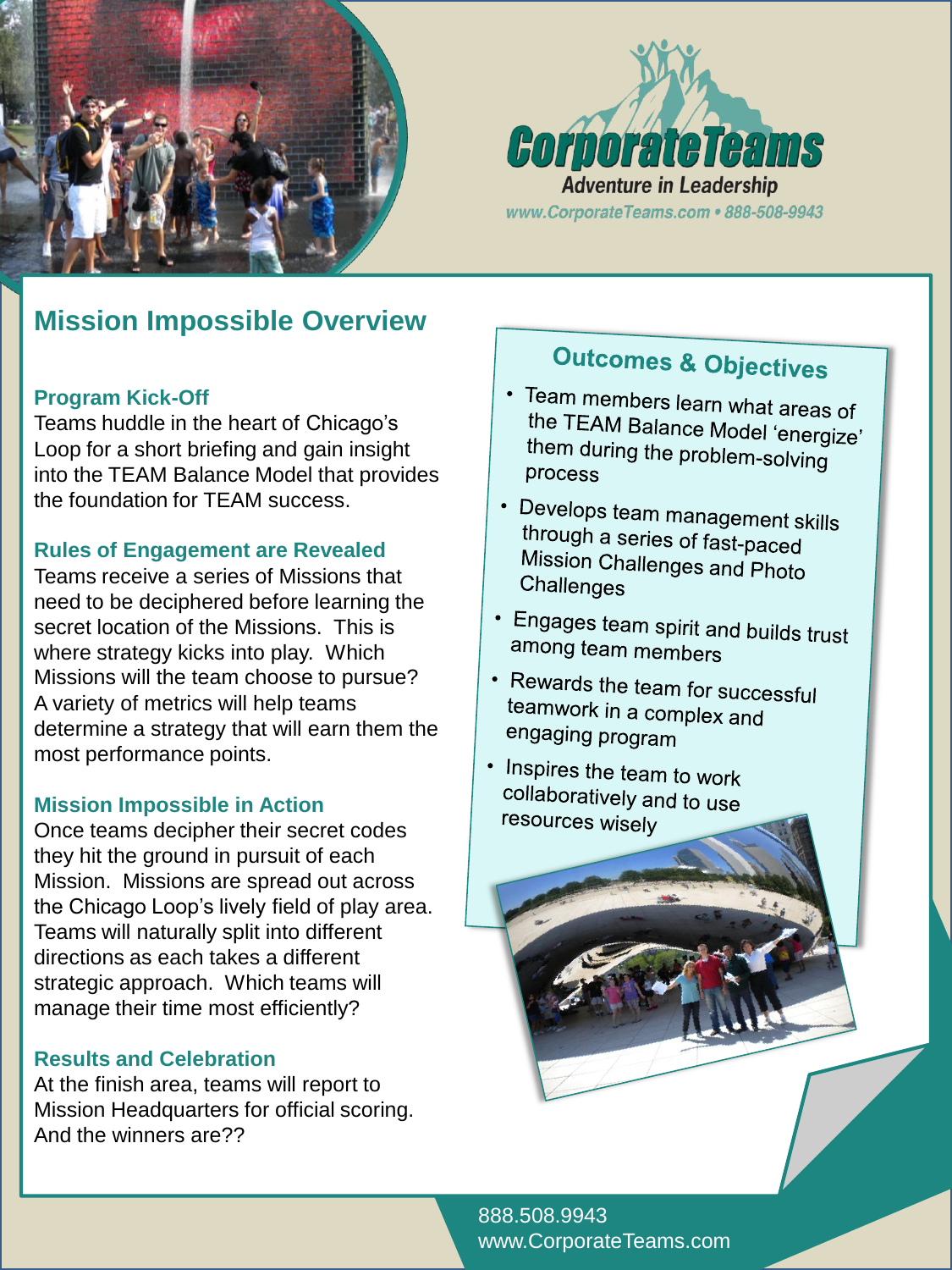CorporateTeams

Adventure in Leadership

www.CorporateTeams.com • 888-508-9943

## Mission Impossible Overview

### Program Kick-Off

Teams huddle in the heart of Chicago's Loop for a short briefing and gain insight into the TEAM Balance Model that provides the foundation for TEAM success.

### Rules of Engagement are Revealed

Teams receive a series of Missions that need to be deciphered before learning the secret location of the Missions. This is where strategy kicks into play. Which Missions will the team choose to pursue? A variety of metrics will help teams determine a strategy that will earn them the most performance points.

### Mission Impossible in Action

Once teams decipher their secret codes they hit the ground in pursuit of each Mission. Missions are spread out across the Chicago Loop's lively field of play area. Teams will naturally split into different directions as each takes a different strategic approach. Which teams will manage their time most efficiently?

### Results and Celebration

At the finish area, teams will report to Mission Headquarters for official scoring. And the winners are??

### Outcomes & Objectives

- Team members learn what areas of the TEAM Balance Model 'energize' them during the problem-solving process
- Develops team management skills through a series of fast-paced Mission Challenges and Photo Challenges
- Engages team spirit and builds trust among team members
- Rewards the team for successful teamwork in a complex and engaging program
- Inspires the team to work collaboratively and to use resources wisely

888.508.9943
www.CorporateTeams.com